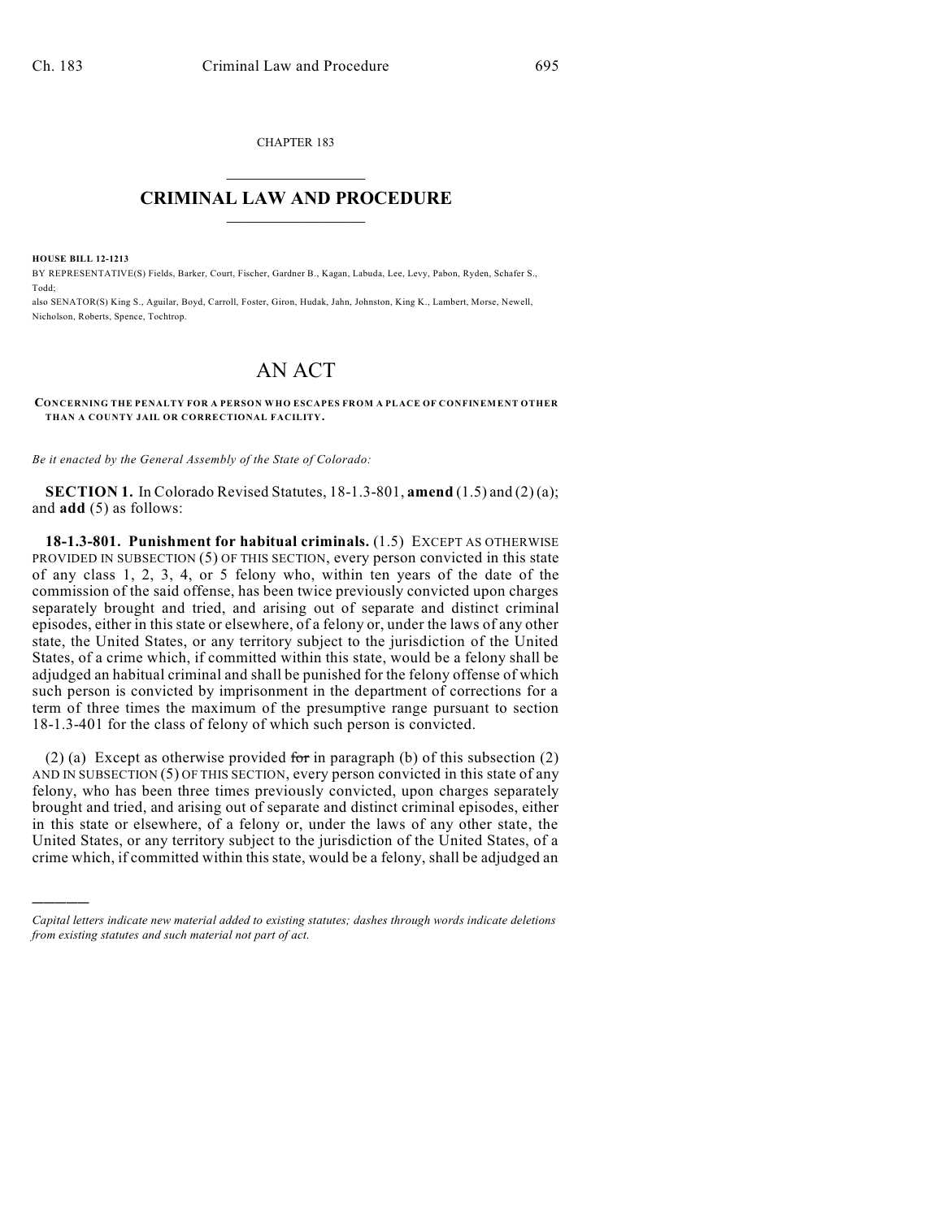CHAPTER 183

# CRIMINAL LAW AND PROCEDURE

**HOUSE BILL 12-1213**

BY REPRESENTATIVE(S) Fields, Barker, Court, Fischer, Gardner B., Kagan, Labuda, Lee, Levy, Pabon, Ryden, Schafer S., Todd;
also SENATOR(S) King S., Aguilar, Boyd, Carroll, Foster, Giron, Hudak, Jahn, Johnston, King K., Lambert, Morse, Newell, Nicholson, Roberts, Spence, Tochtrop.

# AN ACT

**CONCERNING THE PENALTY FOR A PERSON WHO ESCAPES FROM A PLACE OF CONFINEMENT OTHER THAN A COUNTY JAIL OR CORRECTIONAL FACILITY.**

*Be it enacted by the General Assembly of the State of Colorado:*

**SECTION 1.** In Colorado Revised Statutes, 18-1.3-801, **amend** (1.5) and (2) (a); and **add** (5) as follows:

**18-1.3-801. Punishment for habitual criminals.** (1.5) EXCEPT AS OTHERWISE PROVIDED IN SUBSECTION (5) OF THIS SECTION, every person convicted in this state of any class 1, 2, 3, 4, or 5 felony who, within ten years of the date of the commission of the said offense, has been twice previously convicted upon charges separately brought and tried, and arising out of separate and distinct criminal episodes, either in this state or elsewhere, of a felony or, under the laws of any other state, the United States, or any territory subject to the jurisdiction of the United States, of a crime which, if committed within this state, would be a felony shall be adjudged an habitual criminal and shall be punished for the felony offense of which such person is convicted by imprisonment in the department of corrections for a term of three times the maximum of the presumptive range pursuant to section 18-1.3-401 for the class of felony of which such person is convicted.

(2) (a) Except as otherwise provided ~~for~~ in paragraph (b) of this subsection (2) AND IN SUBSECTION (5) OF THIS SECTION, every person convicted in this state of any felony, who has been three times previously convicted, upon charges separately brought and tried, and arising out of separate and distinct criminal episodes, either in this state or elsewhere, of a felony or, under the laws of any other state, the United States, or any territory subject to the jurisdiction of the United States, of a crime which, if committed within this state, would be a felony, shall be adjudged an

---

*Capital letters indicate new material added to existing statutes; dashes through words indicate deletions from existing statutes and such material not part of act.*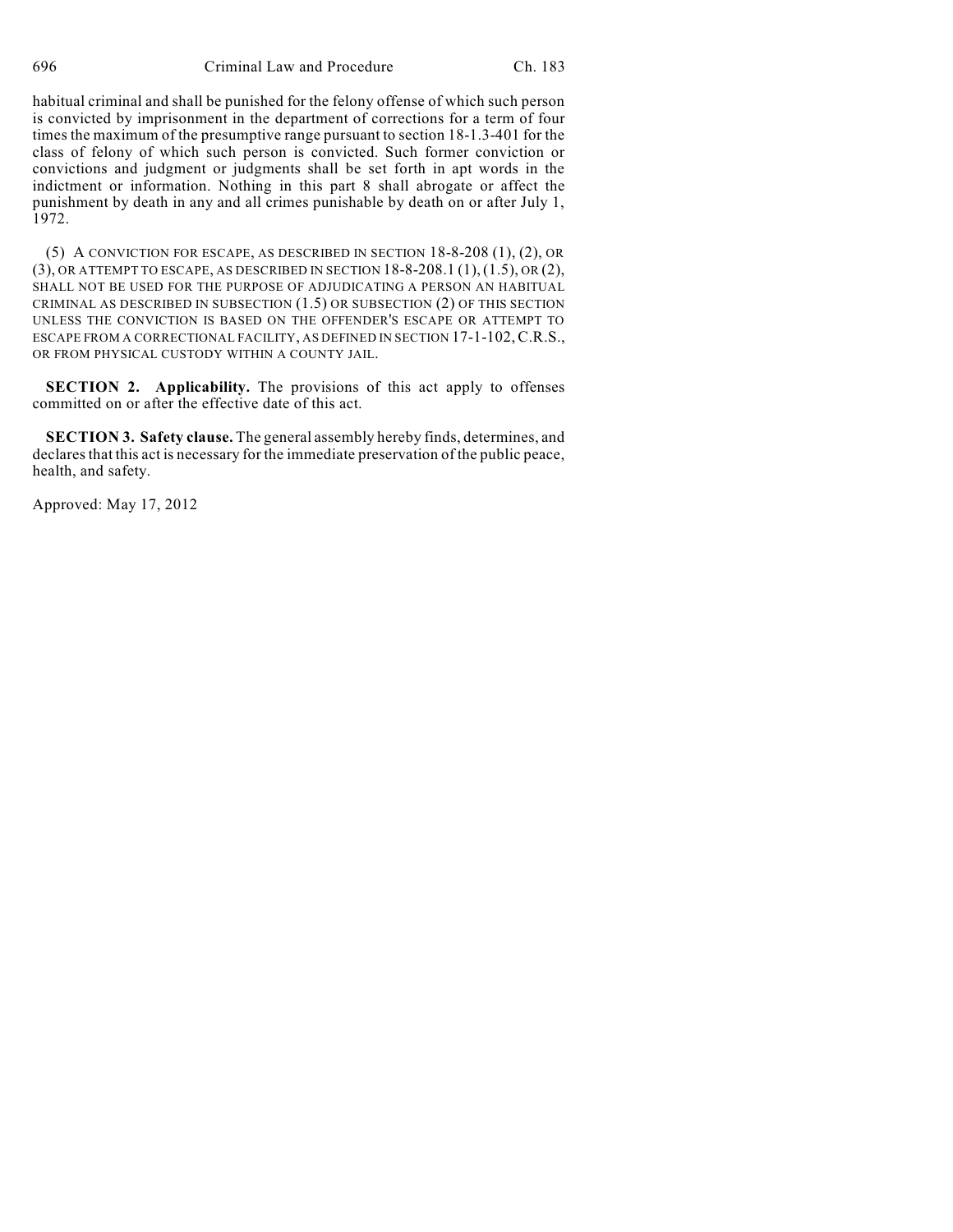habitual criminal and shall be punished for the felony offense of which such person is convicted by imprisonment in the department of corrections for a term of four times the maximum of the presumptive range pursuant to section 18-1.3-401 for the class of felony of which such person is convicted. Such former conviction or convictions and judgment or judgments shall be set forth in apt words in the indictment or information. Nothing in this part 8 shall abrogate or affect the punishment by death in any and all crimes punishable by death on or after July 1, 1972.

(5) A CONVICTION FOR ESCAPE, AS DESCRIBED IN SECTION 18-8-208 (1), (2), OR (3), OR ATTEMPT TO ESCAPE, AS DESCRIBED IN SECTION 18-8-208.1 (1), (1.5), OR (2), SHALL NOT BE USED FOR THE PURPOSE OF ADJUDICATING A PERSON AN HABITUAL CRIMINAL AS DESCRIBED IN SUBSECTION (1.5) OR SUBSECTION (2) OF THIS SECTION UNLESS THE CONVICTION IS BASED ON THE OFFENDER'S ESCAPE OR ATTEMPT TO ESCAPE FROM A CORRECTIONAL FACILITY, AS DEFINED IN SECTION 17-1-102, C.R.S., OR FROM PHYSICAL CUSTODY WITHIN A COUNTY JAIL.

**SECTION 2. Applicability.** The provisions of this act apply to offenses committed on or after the effective date of this act.

**SECTION 3. Safety clause.** The general assembly hereby finds, determines, and declares that this act is necessary for the immediate preservation of the public peace, health, and safety.

Approved: May 17, 2012